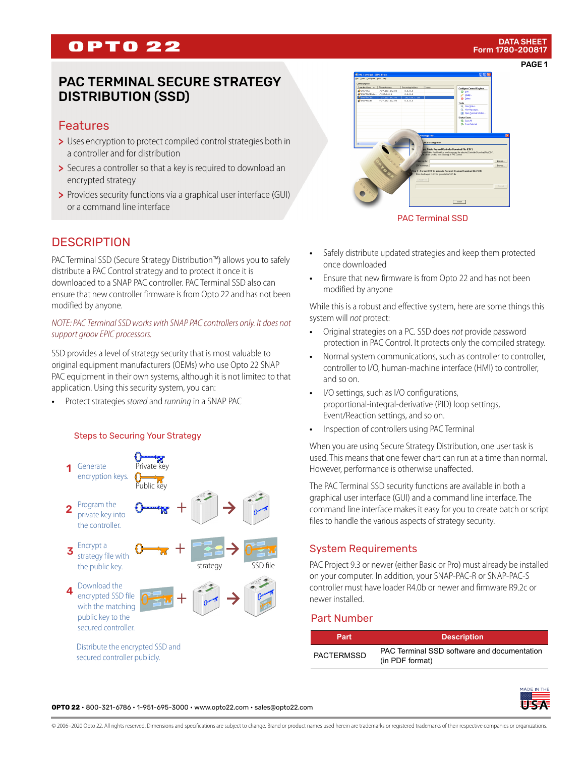# PAC TERMINAL SECURE STRATEGY DISTRIBUTION (SSD)

## Features

- Uses encryption to protect compiled control strategies both in a controller and for distribution
- Secures a controller so that a key is required to download an encrypted strategy
- Provides security functions via a graphical user interface (GUI) or a command line interface

PAC Terminal SSD

## DESCRIPTION

PAC Terminal SSD (Secure Strategy Distribution™) allows you to safely distribute a PAC Control strategy and to protect it once it is downloaded to a SNAP PAC controller. PAC Terminal SSD also can ensure that new controller firmware is from Opto 22 and has not been modified by anyone.

*NOTE: PAC Terminal SSD works with SNAP PAC controllers only. It does not support groov EPIC processors.*

SSD provides a level of strategy security that is most valuable to original equipment manufacturers (OEMs) who use Opto 22 SNAP PAC equipment in their own systems, although it is not limited to that application. Using this security system, you can:

- Protect strategies *stored* and *running* in a SNAP PAC
- Safely distribute updated strategies and keep them protected once downloaded
- Ensure that new firmware is from Opto 22 and has not been modified by anyone

While this is a robust and effective system, here are some things this system will *not* protect:

- Original strategies on a PC. SSD does *not* provide password protection in PAC Control. It protects only the compiled strategy.
- Normal system communications, such as controller to controller, controller to I/O, human-machine interface (HMI) to controller, and so on.
- I/O settings, such as I/O configurations, proportional-integral-derivative (PID) loop settings, Event/Reaction settings, and so on.
- Inspection of controllers using PAC Terminal

When you are using Secure Strategy Distribution, one user task is used. This means that one fewer chart can run at a time than normal. However, performance is otherwise unaffected.

The PAC Terminal SSD security functions are available in both a graphical user interface (GUI) and a command line interface. The command line interface makes it easy for you to create batch or script files to handle the various aspects of strategy security.

### Steps to Securing Your Strategy

1. Generate encryption keys. (Private key, Public key)
2. Program the private key into the controller.
3. Encrypt a strategy file with the public key. (strategy → SSD file)
4. Download the encrypted SSD file with the matching public key to the secured controller.

Distribute the encrypted SSD and secured controller publicly.

## System Requirements

PAC Project 9.3 or newer (either Basic or Pro) must already be installed on your computer. In addition, your SNAP-PAC-R or SNAP-PAC-S controller must have loader R4.0b or newer and firmware R9.2c or newer installed.

## Part Number

| Part | Description |
|---|---|
| PACTERMSSD | PAC Terminal SSD software and documentation (in PDF format) |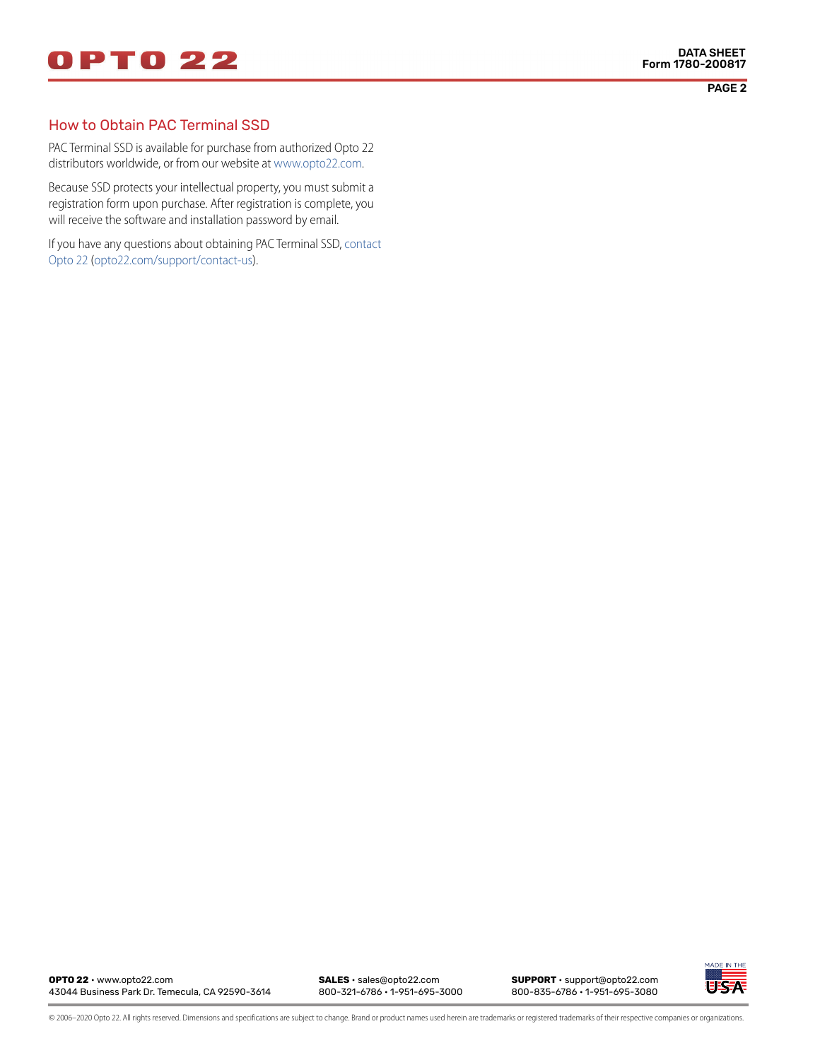## How to Obtain PAC Terminal SSD

PAC Terminal SSD is available for purchase from authorized Opto 22 distributors worldwide, or from our website at www.opto22.com.

Because SSD protects your intellectual property, you must submit a registration form upon purchase. After registration is complete, you will receive the software and installation password by email.

If you have any questions about obtaining PAC Terminal SSD, contact Opto 22 (opto22.com/support/contact-us).